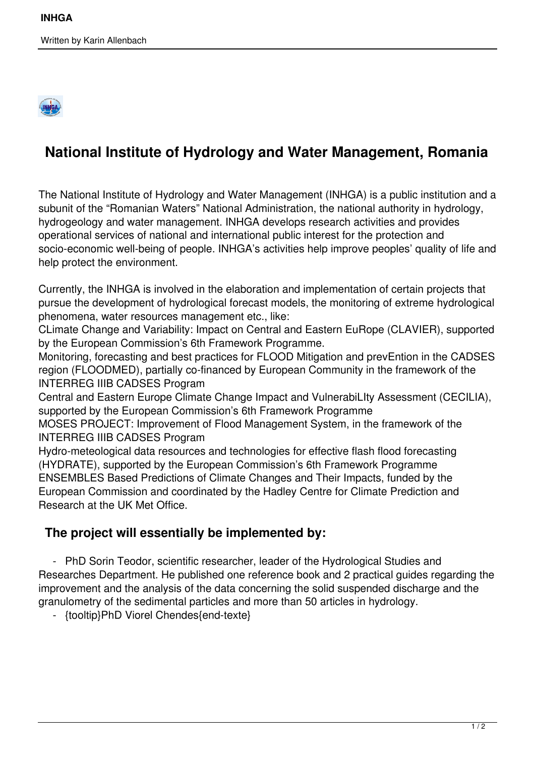# National Institute of Hydrology and Water Management, Romania

The National Institute of Hydrology and Water Management (INHGA) is a public institution and a subunit of the "Romanian Waters" National Administration, the national authority in hydrology, hydrogeology and water management. INHGA develops research activities and provides operational services of national and international public interest for the protection and socio-economic well-being of people. INHGA's activities help improve peoples' quality of life and help protect the environment.

Currently, the INHGA is involved in the elaboration and implementation of certain projects that pursue the development of hydrological forecast models, the monitoring of extreme hydrological phenomena, water resources management etc., like:

CLimate Change and Variability: Impact on Central and Eastern EuRope (CLAVIER), supported by the European Commission's 6th Framework Programme.

Monitoring, forecasting and best practices for FLOOD Mitigation and prevEntion in the CADSES region (FLOODMED), partially co-financed by European Community in the framework of the INTERREG IIIB CADSES Program

Central and Eastern Europe Climate Change Impact and VulnerabiLIty Assessment (CECILIA), supported by the European Commission's 6th Framework Programme

MOSES PROJECT: Improvement of Flood Management System, in the framework of the INTERREG IIIB CADSES Program

Hydro-meteological data resources and technologies for effective flash flood forecasting (HYDRATE), supported by the European Commission's 6th Framework Programme

ENSEMBLES Based Predictions of Climate Changes and Their Impacts, funded by the European Commission and coordinated by the Hadley Centre for Climate Prediction and Research at the UK Met Office.

## The project will essentially be implemented by:

- PhD Sorin Teodor, scientific researcher, leader of the Hydrological Studies and Researches Department. He published one reference book and 2 practical guides regarding the improvement and the analysis of the data concerning the solid suspended discharge and the granulometry of the sedimental particles and more than 50 articles in hydrology.
- {tooltip}PhD Viorel Chendes{end-texte}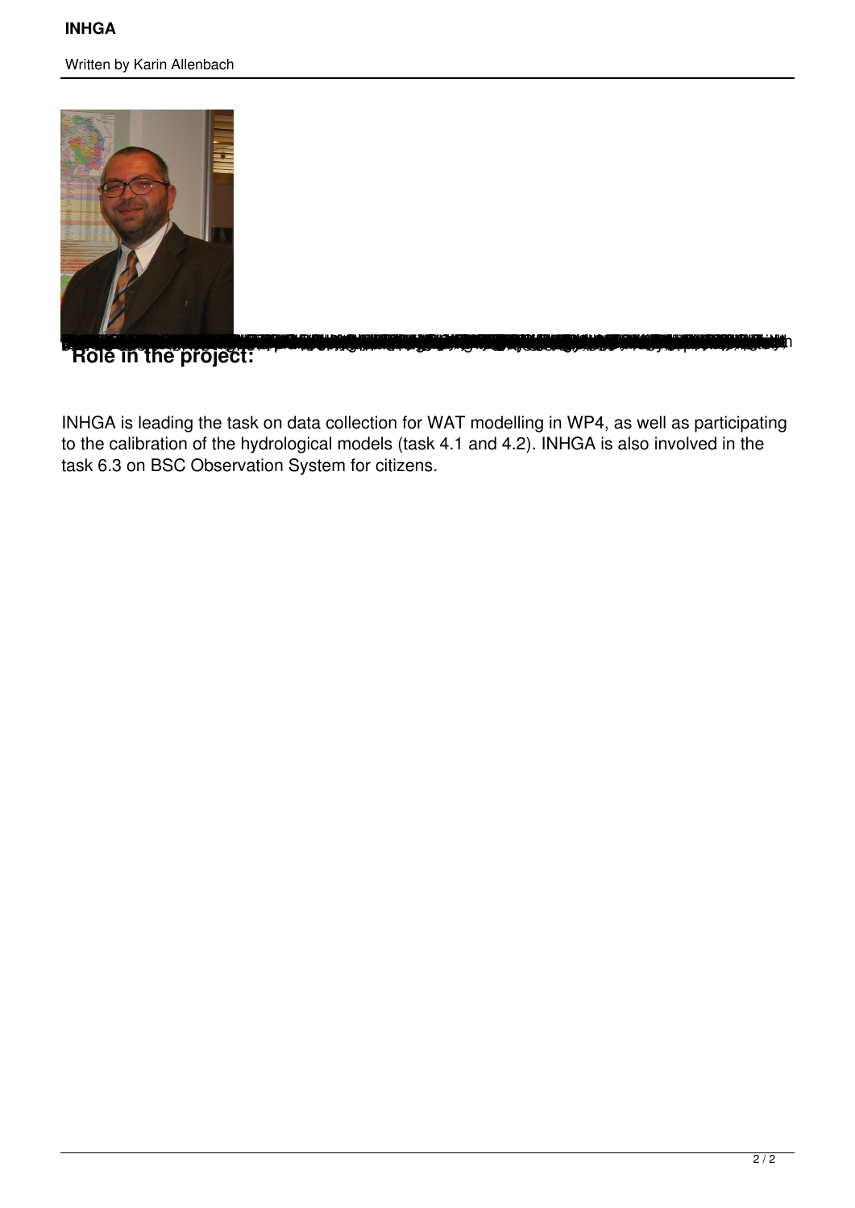**Role in the project:**

INHGA is leading the task on data collection for WAT modelling in WP4, as well as participating to the calibration of the hydrological models (task 4.1 and 4.2). INHGA is also involved in the task 6.3 on BSC Observation System for citizens.